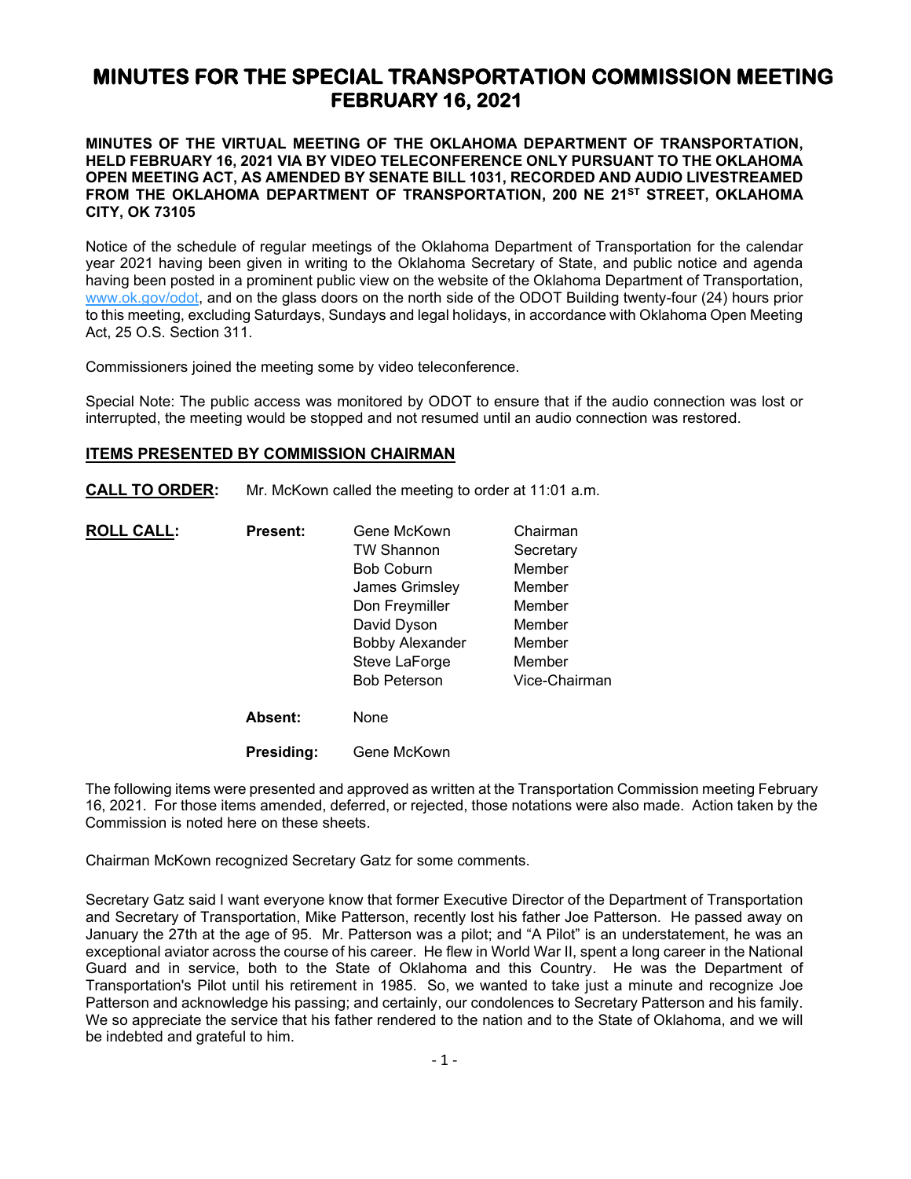# MINUTES FOR THE SPECIAL TRANSPORTATION COMMISSION MEETING FEBRUARY 16, 2021

**MINUTES OF THE VIRTUAL MEETING OF THE OKLAHOMA DEPARTMENT OF TRANSPORTATION, HELD FEBRUARY 16, 2021 VIA BY VIDEO TELECONFERENCE ONLY PURSUANT TO THE OKLAHOMA OPEN MEETING ACT, AS AMENDED BY SENATE BILL 1031, RECORDED AND AUDIO LIVESTREAMED FROM THE OKLAHOMA DEPARTMENT OF TRANSPORTATION, 200 NE 21ST STREET, OKLAHOMA CITY, OK 73105**

Notice of the schedule of regular meetings of the Oklahoma Department of Transportation for the calendar year 2021 having been given in writing to the Oklahoma Secretary of State, and public notice and agenda having been posted in a prominent public view on the website of the Oklahoma Department of Transportation, www.ok.gov/odot, and on the glass doors on the north side of the ODOT Building twenty-four (24) hours prior to this meeting, excluding Saturdays, Sundays and legal holidays, in accordance with Oklahoma Open Meeting Act, 25 O.S. Section 311.

Commissioners joined the meeting some by video teleconference.

Special Note: The public access was monitored by ODOT to ensure that if the audio connection was lost or interrupted, the meeting would be stopped and not resumed until an audio connection was restored.

## ITEMS PRESENTED BY COMMISSION CHAIRMAN

**CALL TO ORDER:** Mr. McKown called the meeting to order at 11:01 a.m.

**ROLL CALL:**

| | | |
|---|---|---|
| **Present:** | Gene McKown | Chairman |
| | TW Shannon | Secretary |
| | Bob Coburn | Member |
| | James Grimsley | Member |
| | Don Freymiller | Member |
| | David Dyson | Member |
| | Bobby Alexander | Member |
| | Steve LaForge | Member |
| | Bob Peterson | Vice-Chairman |
| **Absent:** | None | |
| **Presiding:** | Gene McKown | |

The following items were presented and approved as written at the Transportation Commission meeting February 16, 2021. For those items amended, deferred, or rejected, those notations were also made. Action taken by the Commission is noted here on these sheets.

Chairman McKown recognized Secretary Gatz for some comments.

Secretary Gatz said I want everyone know that former Executive Director of the Department of Transportation and Secretary of Transportation, Mike Patterson, recently lost his father Joe Patterson. He passed away on January the 27th at the age of 95. Mr. Patterson was a pilot; and "A Pilot" is an understatement, he was an exceptional aviator across the course of his career. He flew in World War II, spent a long career in the National Guard and in service, both to the State of Oklahoma and this Country. He was the Department of Transportation's Pilot until his retirement in 1985. So, we wanted to take just a minute and recognize Joe Patterson and acknowledge his passing; and certainly, our condolences to Secretary Patterson and his family. We so appreciate the service that his father rendered to the nation and to the State of Oklahoma, and we will be indebted and grateful to him.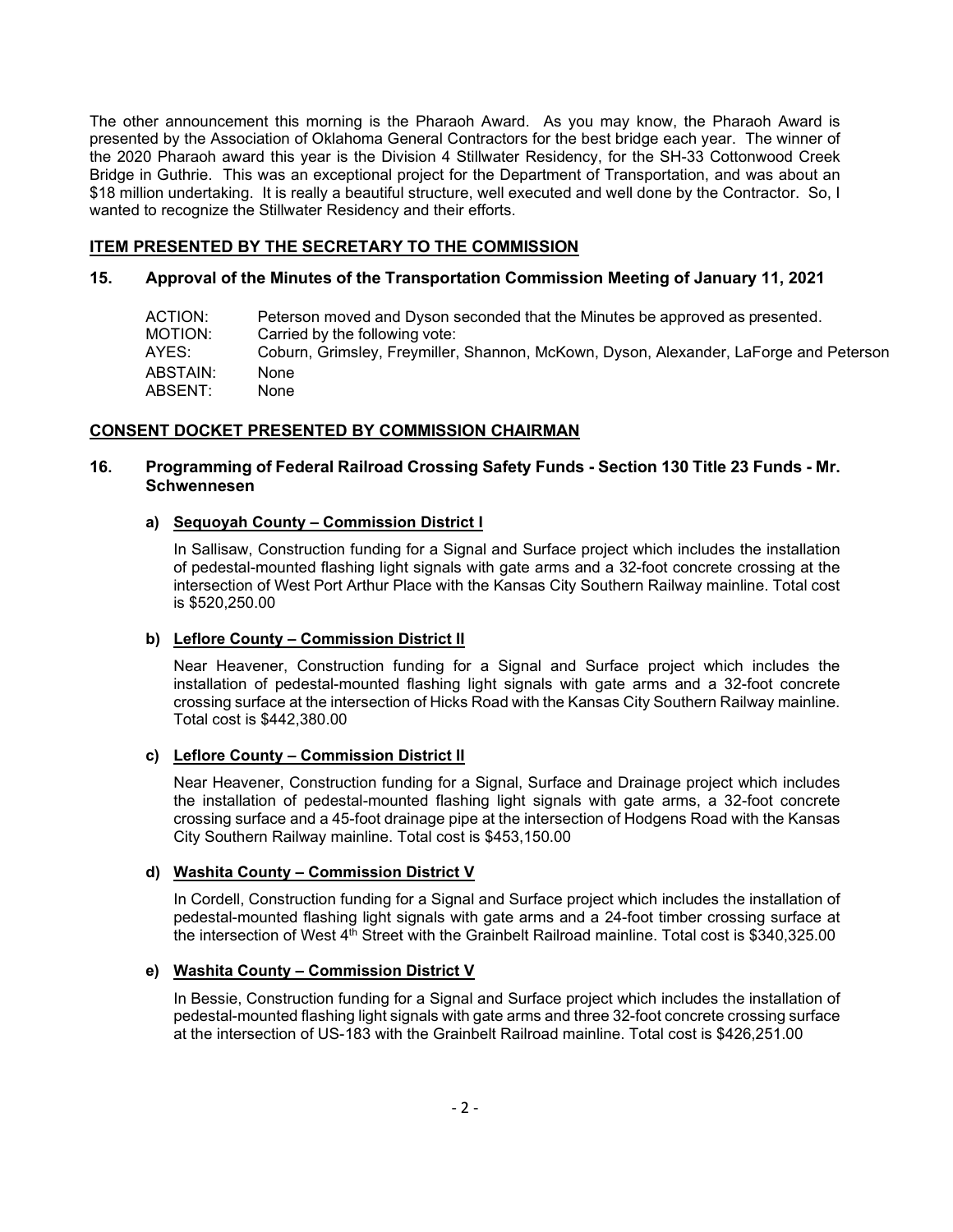The other announcement this morning is the Pharaoh Award. As you may know, the Pharaoh Award is presented by the Association of Oklahoma General Contractors for the best bridge each year. The winner of the 2020 Pharaoh award this year is the Division 4 Stillwater Residency, for the SH-33 Cottonwood Creek Bridge in Guthrie. This was an exceptional project for the Department of Transportation, and was about an $18 million undertaking. It is really a beautiful structure, well executed and well done by the Contractor. So, I wanted to recognize the Stillwater Residency and their efforts.

## ITEM PRESENTED BY THE SECRETARY TO THE COMMISSION

### 15. Approval of the Minutes of the Transportation Commission Meeting of January 11, 2021

| | |
|---|---|
| ACTION: | Peterson moved and Dyson seconded that the Minutes be approved as presented. |
| MOTION: | Carried by the following vote: |
| AYES: | Coburn, Grimsley, Freymiller, Shannon, McKown, Dyson, Alexander, LaForge and Peterson |
| ABSTAIN: | None |
| ABSENT: | None |

## CONSENT DOCKET PRESENTED BY COMMISSION CHAIRMAN

### 16. Programming of Federal Railroad Crossing Safety Funds - Section 130 Title 23 Funds - Mr. Schwennesen

**a) Sequoyah County – Commission District I**

In Sallisaw, Construction funding for a Signal and Surface project which includes the installation of pedestal-mounted flashing light signals with gate arms and a 32-foot concrete crossing at the intersection of West Port Arthur Place with the Kansas City Southern Railway mainline. Total cost is $520,250.00

**b) Leflore County – Commission District II**

Near Heavener, Construction funding for a Signal and Surface project which includes the installation of pedestal-mounted flashing light signals with gate arms and a 32-foot concrete crossing surface at the intersection of Hicks Road with the Kansas City Southern Railway mainline. Total cost is $442,380.00

**c) Leflore County – Commission District II**

Near Heavener, Construction funding for a Signal, Surface and Drainage project which includes the installation of pedestal-mounted flashing light signals with gate arms, a 32-foot concrete crossing surface and a 45-foot drainage pipe at the intersection of Hodgens Road with the Kansas City Southern Railway mainline. Total cost is $453,150.00

**d) Washita County – Commission District V**

In Cordell, Construction funding for a Signal and Surface project which includes the installation of pedestal-mounted flashing light signals with gate arms and a 24-foot timber crossing surface at the intersection of West 4th Street with the Grainbelt Railroad mainline. Total cost is $340,325.00

**e) Washita County – Commission District V**

In Bessie, Construction funding for a Signal and Surface project which includes the installation of pedestal-mounted flashing light signals with gate arms and three 32-foot concrete crossing surface at the intersection of US-183 with the Grainbelt Railroad mainline. Total cost is $426,251.00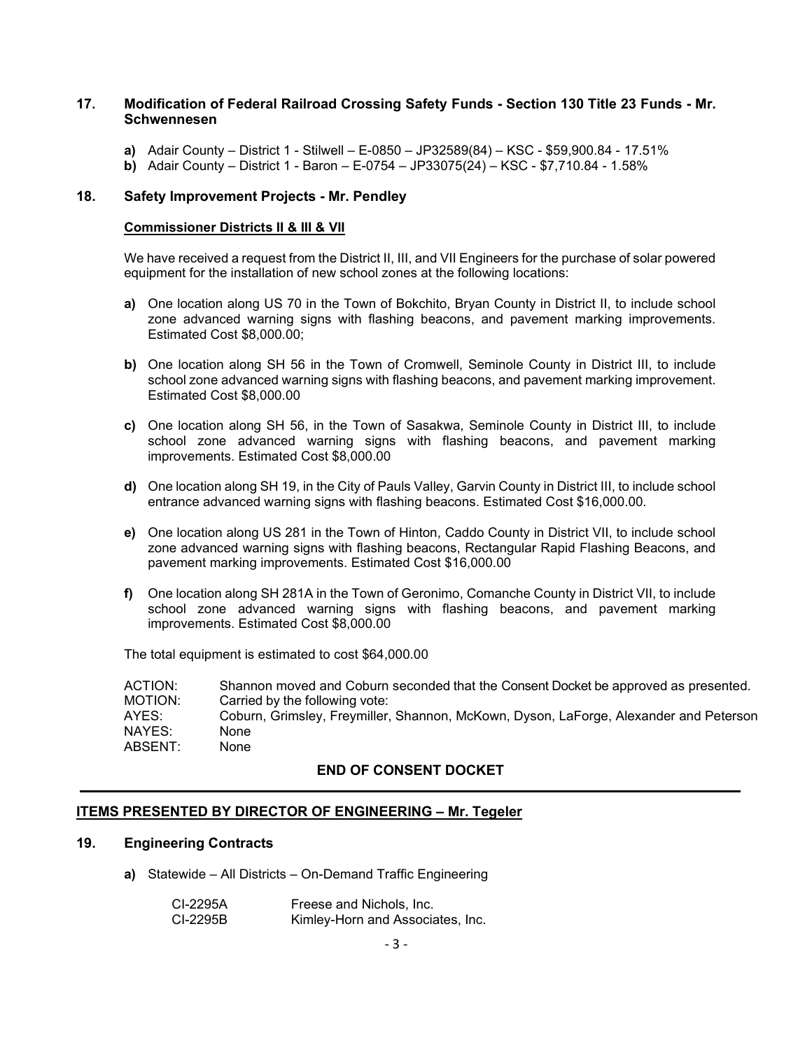## 17. Modification of Federal Railroad Crossing Safety Funds - Section 130 Title 23 Funds - Mr. Schwennesen

**a)** Adair County – District 1 - Stilwell – E-0850 – JP32589(84) – KSC - $59,900.84 - 17.51%

**b)** Adair County – District 1 - Baron – E-0754 – JP33075(24) – KSC - $7,710.84 - 1.58%

## 18. Safety Improvement Projects - Mr. Pendley

**Commissioner Districts II & III & VII**

We have received a request from the District II, III, and VII Engineers for the purchase of solar powered equipment for the installation of new school zones at the following locations:

**a)** One location along US 70 in the Town of Bokchito, Bryan County in District II, to include school zone advanced warning signs with flashing beacons, and pavement marking improvements. Estimated Cost $8,000.00;

**b)** One location along SH 56 in the Town of Cromwell, Seminole County in District III, to include school zone advanced warning signs with flashing beacons, and pavement marking improvement. Estimated Cost $8,000.00

**c)** One location along SH 56, in the Town of Sasakwa, Seminole County in District III, to include school zone advanced warning signs with flashing beacons, and pavement marking improvements. Estimated Cost $8,000.00

**d)** One location along SH 19, in the City of Pauls Valley, Garvin County in District III, to include school entrance advanced warning signs with flashing beacons. Estimated Cost $16,000.00.

**e)** One location along US 281 in the Town of Hinton, Caddo County in District VII, to include school zone advanced warning signs with flashing beacons, Rectangular Rapid Flashing Beacons, and pavement marking improvements. Estimated Cost $16,000.00

**f)** One location along SH 281A in the Town of Geronimo, Comanche County in District VII, to include school zone advanced warning signs with flashing beacons, and pavement marking improvements. Estimated Cost $8,000.00

The total equipment is estimated to cost $64,000.00

| | |
|---|---|
| ACTION: | Shannon moved and Coburn seconded that the Consent Docket be approved as presented. |
| MOTION: | Carried by the following vote: |
| AYES: | Coburn, Grimsley, Freymiller, Shannon, McKown, Dyson, LaForge, Alexander and Peterson |
| NAYES: | None |
| ABSENT: | None |

**END OF CONSENT DOCKET**

---

**ITEMS PRESENTED BY DIRECTOR OF ENGINEERING – Mr. Tegeler**

## 19. Engineering Contracts

**a)** Statewide – All Districts – On-Demand Traffic Engineering

| | |
|---|---|
| CI-2295A | Freese and Nichols, Inc. |
| CI-2295B | Kimley-Horn and Associates, Inc. |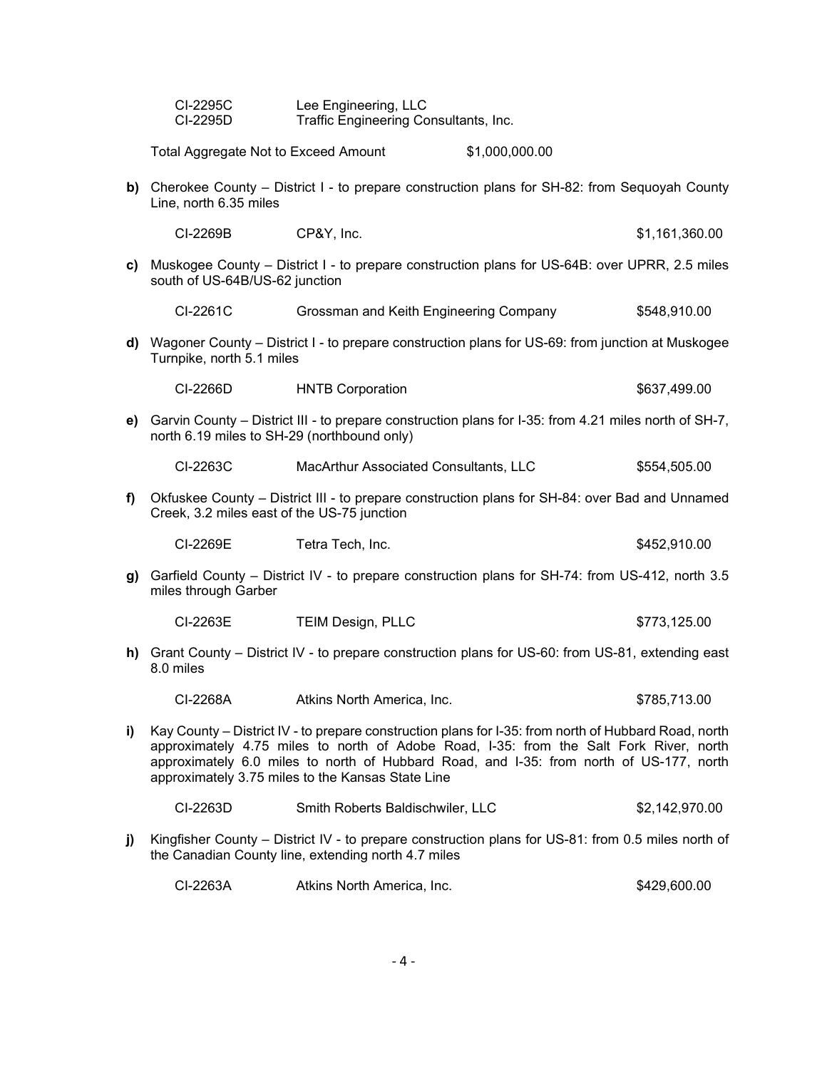CI-2295C Lee Engineering, LLC
CI-2295D Traffic Engineering Consultants, Inc.

Total Aggregate Not to Exceed Amount $1,000,000.00

**b)** Cherokee County – District I - to prepare construction plans for SH-82: from Sequoyah County Line, north 6.35 miles

CI-2269B CP&Y, Inc. $1,161,360.00

**c)** Muskogee County – District I - to prepare construction plans for US-64B: over UPRR, 2.5 miles south of US-64B/US-62 junction

CI-2261C Grossman and Keith Engineering Company $548,910.00

**d)** Wagoner County – District I - to prepare construction plans for US-69: from junction at Muskogee Turnpike, north 5.1 miles

CI-2266D HNTB Corporation $637,499.00

**e)** Garvin County – District III - to prepare construction plans for I-35: from 4.21 miles north of SH-7, north 6.19 miles to SH-29 (northbound only)

CI-2263C MacArthur Associated Consultants, LLC $554,505.00

**f)** Okfuskee County – District III - to prepare construction plans for SH-84: over Bad and Unnamed Creek, 3.2 miles east of the US-75 junction

CI-2269E Tetra Tech, Inc. $452,910.00

**g)** Garfield County – District IV - to prepare construction plans for SH-74: from US-412, north 3.5 miles through Garber

CI-2263E TEIM Design, PLLC $773,125.00

**h)** Grant County – District IV - to prepare construction plans for US-60: from US-81, extending east 8.0 miles

CI-2268A Atkins North America, Inc. $785,713.00

**i)** Kay County – District IV - to prepare construction plans for I-35: from north of Hubbard Road, north approximately 4.75 miles to north of Adobe Road, I-35: from the Salt Fork River, north approximately 6.0 miles to north of Hubbard Road, and I-35: from north of US-177, north approximately 3.75 miles to the Kansas State Line

CI-2263D Smith Roberts Baldischwiler, LLC $2,142,970.00

**j)** Kingfisher County – District IV - to prepare construction plans for US-81: from 0.5 miles north of the Canadian County line, extending north 4.7 miles

CI-2263A Atkins North America, Inc. $429,600.00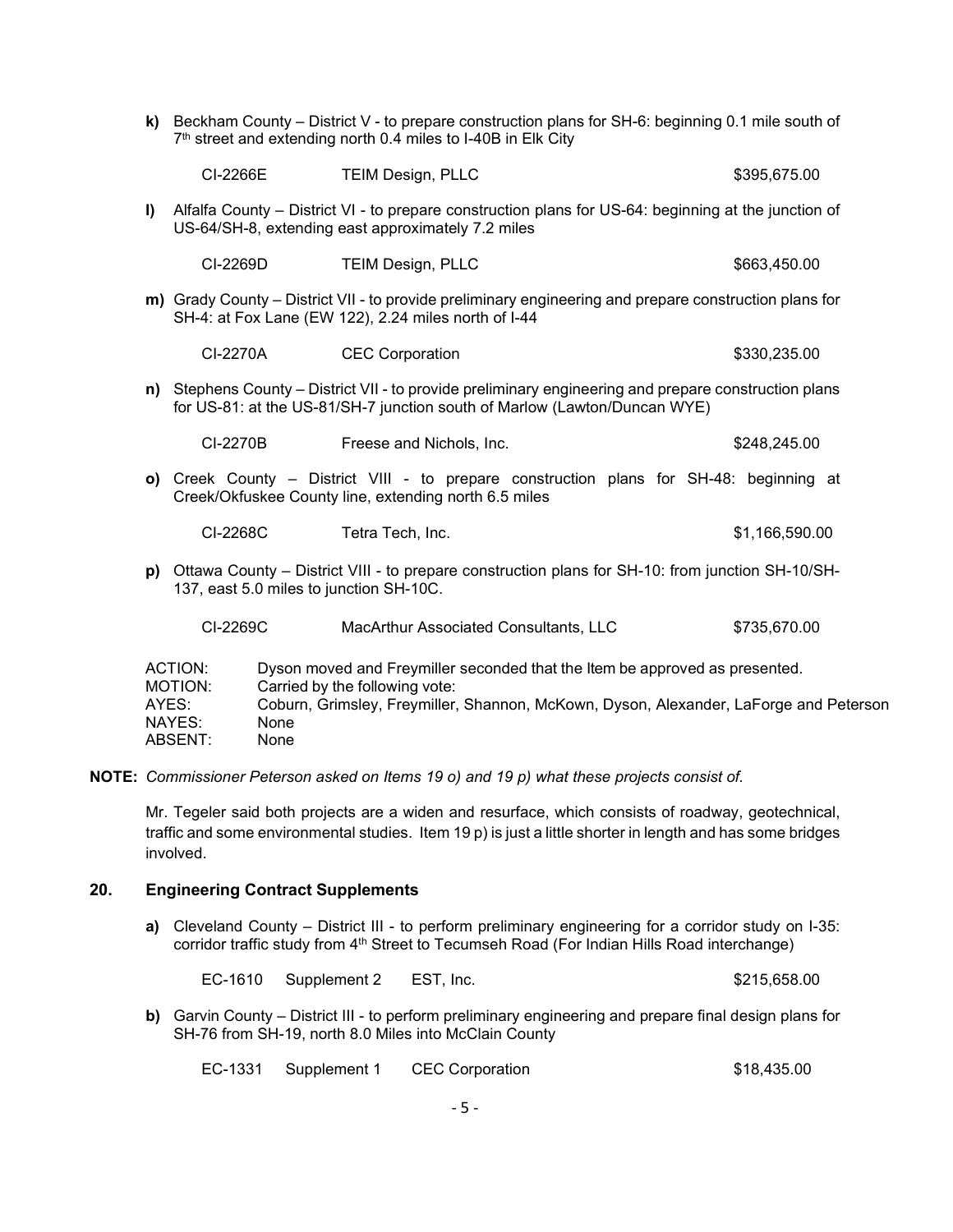**k)** Beckham County – District V - to prepare construction plans for SH-6: beginning 0.1 mile south of 7th street and extending north 0.4 miles to I-40B in Elk City

| CI-2266E | TEIM Design, PLLC | $395,675.00 |
|---|---|---|

**l)** Alfalfa County – District VI - to prepare construction plans for US-64: beginning at the junction of US-64/SH-8, extending east approximately 7.2 miles

| CI-2269D | TEIM Design, PLLC | $663,450.00 |
|---|---|---|

**m)** Grady County – District VII - to provide preliminary engineering and prepare construction plans for SH-4: at Fox Lane (EW 122), 2.24 miles north of I-44

| CI-2270A | CEC Corporation | $330,235.00 |
|---|---|---|

**n)** Stephens County – District VII - to provide preliminary engineering and prepare construction plans for US-81: at the US-81/SH-7 junction south of Marlow (Lawton/Duncan WYE)

| CI-2270B | Freese and Nichols, Inc. | $248,245.00 |
|---|---|---|

**o)** Creek County – District VIII - to prepare construction plans for SH-48: beginning at Creek/Okfuskee County line, extending north 6.5 miles

| CI-2268C | Tetra Tech, Inc. | $1,166,590.00 |
|---|---|---|

**p)** Ottawa County – District VIII - to prepare construction plans for SH-10: from junction SH-10/SH-137, east 5.0 miles to junction SH-10C.

| CI-2269C | MacArthur Associated Consultants, LLC | $735,670.00 |
|---|---|---|

ACTION: Dyson moved and Freymiller seconded that the Item be approved as presented.
MOTION: Carried by the following vote:
AYES: Coburn, Grimsley, Freymiller, Shannon, McKown, Dyson, Alexander, LaForge and Peterson
NAYES: None
ABSENT: None

**NOTE:** *Commissioner Peterson asked on Items 19 o) and 19 p) what these projects consist of.*

Mr. Tegeler said both projects are a widen and resurface, which consists of roadway, geotechnical, traffic and some environmental studies. Item 19 p) is just a little shorter in length and has some bridges involved.

## 20. Engineering Contract Supplements

**a)** Cleveland County – District III - to perform preliminary engineering for a corridor study on I-35: corridor traffic study from 4th Street to Tecumseh Road (For Indian Hills Road interchange)

| EC-1610 | Supplement 2 | EST, Inc. | $215,658.00 |
|---|---|---|---|

**b)** Garvin County – District III - to perform preliminary engineering and prepare final design plans for SH-76 from SH-19, north 8.0 Miles into McClain County

| EC-1331 | Supplement 1 | CEC Corporation | $18,435.00 |
|---|---|---|---|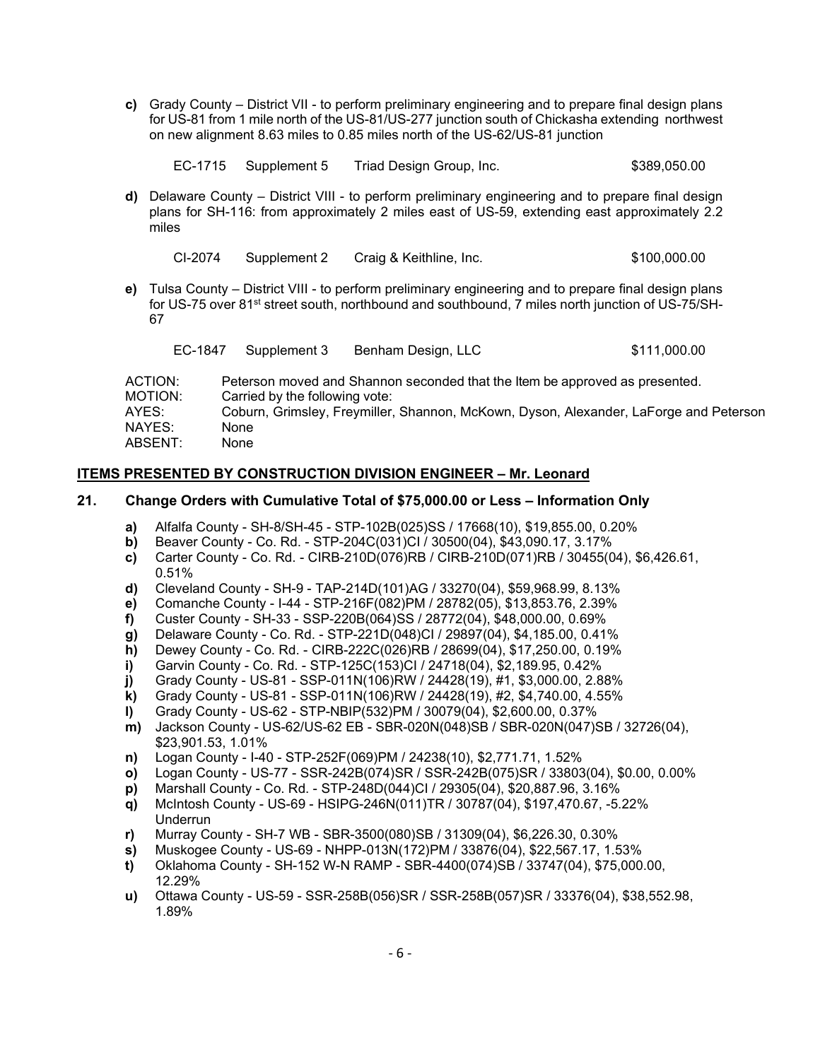**c)** Grady County – District VII - to perform preliminary engineering and to prepare final design plans for US-81 from 1 mile north of the US-81/US-277 junction south of Chickasha extending northwest on new alignment 8.63 miles to 0.85 miles north of the US-62/US-81 junction

| EC-1715 | Supplement 5 | Triad Design Group, Inc. | $389,050.00 |
|---|---|---|---|

**d)** Delaware County – District VIII - to perform preliminary engineering and to prepare final design plans for SH-116: from approximately 2 miles east of US-59, extending east approximately 2.2 miles

| CI-2074 | Supplement 2 | Craig & Keithline, Inc. | $100,000.00 |
|---|---|---|---|

**e)** Tulsa County – District VIII - to perform preliminary engineering and to prepare final design plans for US-75 over 81st street south, northbound and southbound, 7 miles north junction of US-75/SH-67

| EC-1847 | Supplement 3 | Benham Design, LLC | $111,000.00 |
|---|---|---|---|

ACTION: Peterson moved and Shannon seconded that the Item be approved as presented.
MOTION: Carried by the following vote:
AYES: Coburn, Grimsley, Freymiller, Shannon, McKown, Dyson, Alexander, LaForge and Peterson
NAYES: None
ABSENT: None

## ITEMS PRESENTED BY CONSTRUCTION DIVISION ENGINEER – Mr. Leonard

### 21. Change Orders with Cumulative Total of $75,000.00 or Less – Information Only

- **a)** Alfalfa County - SH-8/SH-45 - STP-102B(025)SS / 17668(10), $19,855.00, 0.20%
- **b)** Beaver County - Co. Rd. - STP-204C(031)CI / 30500(04), $43,090.17, 3.17%
- **c)** Carter County - Co. Rd. - CIRB-210D(076)RB / CIRB-210D(071)RB / 30455(04), $6,426.61, 0.51%
- **d)** Cleveland County - SH-9 - TAP-214D(101)AG / 33270(04), $59,968.99, 8.13%
- **e)** Comanche County - I-44 - STP-216F(082)PM / 28782(05), $13,853.76, 2.39%
- **f)** Custer County - SH-33 - SSP-220B(064)SS / 28772(04), $48,000.00, 0.69%
- **g)** Delaware County - Co. Rd. - STP-221D(048)CI / 29897(04), $4,185.00, 0.41%
- **h)** Dewey County - Co. Rd. - CIRB-222C(026)RB / 28699(04), $17,250.00, 0.19%
- **i)** Garvin County - Co. Rd. - STP-125C(153)CI / 24718(04), $2,189.95, 0.42%
- **j)** Grady County - US-81 - SSP-011N(106)RW / 24428(19), #1, $3,000.00, 2.88%
- **k)** Grady County - US-81 - SSP-011N(106)RW / 24428(19), #2, $4,740.00, 4.55%
- **l)** Grady County - US-62 - STP-NBIP(532)PM / 30079(04), $2,600.00, 0.37%
- **m)** Jackson County - US-62/US-62 EB - SBR-020N(048)SB / SBR-020N(047)SB / 32726(04), $23,901.53, 1.01%
- **n)** Logan County - I-40 - STP-252F(069)PM / 24238(10), $2,771.71, 1.52%
- **o)** Logan County - US-77 - SSR-242B(074)SR / SSR-242B(075)SR / 33803(04), $0.00, 0.00%
- **p)** Marshall County - Co. Rd. - STP-248D(044)CI / 29305(04), $20,887.96, 3.16%
- **q)** McIntosh County - US-69 - HSIPG-246N(011)TR / 30787(04), $197,470.67, -5.22% Underrun
- **r)** Murray County - SH-7 WB - SBR-3500(080)SB / 31309(04), $6,226.30, 0.30%
- **s)** Muskogee County - US-69 - NHPP-013N(172)PM / 33876(04), $22,567.17, 1.53%
- **t)** Oklahoma County - SH-152 W-N RAMP - SBR-4400(074)SB / 33747(04), $75,000.00, 12.29%
- **u)** Ottawa County - US-59 - SSR-258B(056)SR / SSR-258B(057)SR / 33376(04), $38,552.98, 1.89%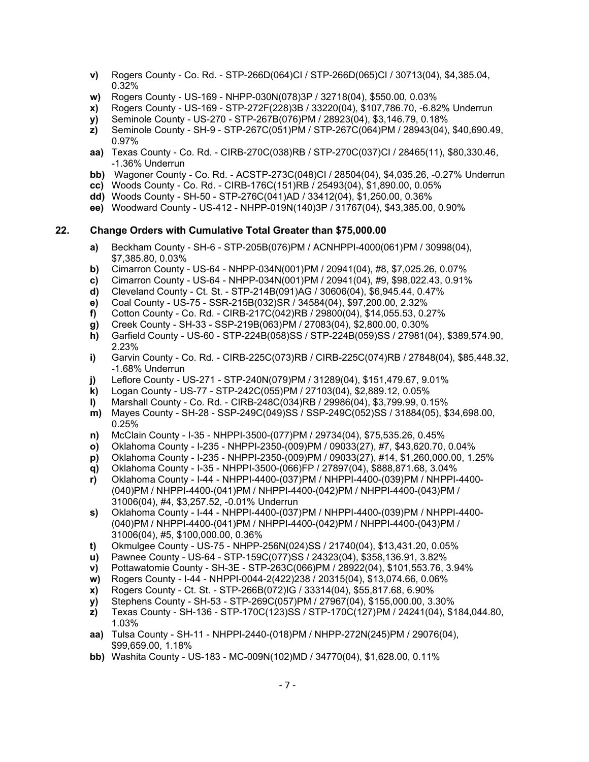- **v)** Rogers County - Co. Rd. - STP-266D(064)CI / STP-266D(065)CI / 30713(04), $4,385.04, 0.32%
- **w)** Rogers County - US-169 - NHPP-030N(078)3P / 32718(04), $550.00, 0.03%
- **x)** Rogers County - US-169 - STP-272F(228)3B / 33220(04), $107,786.70, -6.82% Underrun
- **y)** Seminole County - US-270 - STP-267B(076)PM / 28923(04), $3,146.79, 0.18%
- **z)** Seminole County - SH-9 - STP-267C(051)PM / STP-267C(064)PM / 28943(04), $40,690.49, 0.97%
- **aa)** Texas County - Co. Rd. - CIRB-270C(038)RB / STP-270C(037)CI / 28465(11), $80,330.46, -1.36% Underrun
- **bb)** Wagoner County - Co. Rd. - ACSTP-273C(048)CI / 28504(04), $4,035.26, -0.27% Underrun
- **cc)** Woods County - Co. Rd. - CIRB-176C(151)RB / 25493(04), $1,890.00, 0.05%
- **dd)** Woods County - SH-50 - STP-276C(041)AD / 33412(04), $1,250.00, 0.36%
- **ee)** Woodward County - US-412 - NHPP-019N(140)3P / 31767(04), $43,385.00, 0.90%

## 22. Change Orders with Cumulative Total Greater than $75,000.00

- **a)** Beckham County - SH-6 - STP-205B(076)PM / ACNHPPI-4000(061)PM / 30998(04), $7,385.80, 0.03%
- **b)** Cimarron County - US-64 - NHPP-034N(001)PM / 20941(04), #8, $7,025.26, 0.07%
- **c)** Cimarron County - US-64 - NHPP-034N(001)PM / 20941(04), #9, $98,022.43, 0.91%
- **d)** Cleveland County - Ct. St. - STP-214B(091)AG / 30606(04), $6,945.44, 0.47%
- **e)** Coal County - US-75 - SSR-215B(032)SR / 34584(04), $97,200.00, 2.32%
- **f)** Cotton County - Co. Rd. - CIRB-217C(042)RB / 29800(04), $14,055.53, 0.27%
- **g)** Creek County - SH-33 - SSP-219B(063)PM / 27083(04), $2,800.00, 0.30%
- **h)** Garfield County - US-60 - STP-224B(058)SS / STP-224B(059)SS / 27981(04), $389,574.90, 2.23%
- **i)** Garvin County - Co. Rd. - CIRB-225C(073)RB / CIRB-225C(074)RB / 27848(04), $85,448.32, -1.68% Underrun
- **j)** Leflore County - US-271 - STP-240N(079)PM / 31289(04), $151,479.67, 9.01%
- **k)** Logan County - US-77 - STP-242C(055)PM / 27103(04), $2,889.12, 0.05%
- **l)** Marshall County - Co. Rd. - CIRB-248C(034)RB / 29986(04), $3,799.99, 0.15%
- **m)** Mayes County - SH-28 - SSP-249C(049)SS / SSP-249C(052)SS / 31884(05), $34,698.00, 0.25%
- **n)** McClain County - I-35 - NHPPI-3500-(077)PM / 29734(04), $75,535.26, 0.45%
- **o)** Oklahoma County - I-235 - NHPPI-2350-(009)PM / 09033(27), #7, $43,620.70, 0.04%
- **p)** Oklahoma County - I-235 - NHPPI-2350-(009)PM / 09033(27), #14, $1,260,000.00, 1.25%
- **q)** Oklahoma County - I-35 - NHPPI-3500-(066)FP / 27897(04), $888,871.68, 3.04%
- **r)** Oklahoma County - I-44 - NHPPI-4400-(037)PM / NHPPI-4400-(039)PM / NHPPI-4400-(040)PM / NHPPI-4400-(041)PM / NHPPI-4400-(042)PM / NHPPI-4400-(043)PM / 31006(04), #4, $3,257.52, -0.01% Underrun
- **s)** Oklahoma County - I-44 - NHPPI-4400-(037)PM / NHPPI-4400-(039)PM / NHPPI-4400-(040)PM / NHPPI-4400-(041)PM / NHPPI-4400-(042)PM / NHPPI-4400-(043)PM / 31006(04), #5, $100,000.00, 0.36%
- **t)** Okmulgee County - US-75 - NHPP-256N(024)SS / 21740(04), $13,431.20, 0.05%
- **u)** Pawnee County - US-64 - STP-159C(077)SS / 24323(04), $358,136.91, 3.82%
- **v)** Pottawatomie County - SH-3E - STP-263C(066)PM / 28922(04), $101,553.76, 3.94%
- **w)** Rogers County - I-44 - NHPPI-0044-2(422)238 / 20315(04), $13,074.66, 0.06%
- **x)** Rogers County - Ct. St. - STP-266B(072)IG / 33314(04), $55,817.68, 6.90%
- **y)** Stephens County - SH-53 - STP-269C(057)PM / 27967(04), $155,000.00, 3.30%
- **z)** Texas County - SH-136 - STP-170C(123)SS / STP-170C(127)PM / 24241(04), $184,044.80, 1.03%
- **aa)** Tulsa County - SH-11 - NHPPI-2440-(018)PM / NHPP-272N(245)PM / 29076(04), $99,659.00, 1.18%
- **bb)** Washita County - US-183 - MC-009N(102)MD / 34770(04), $1,628.00, 0.11%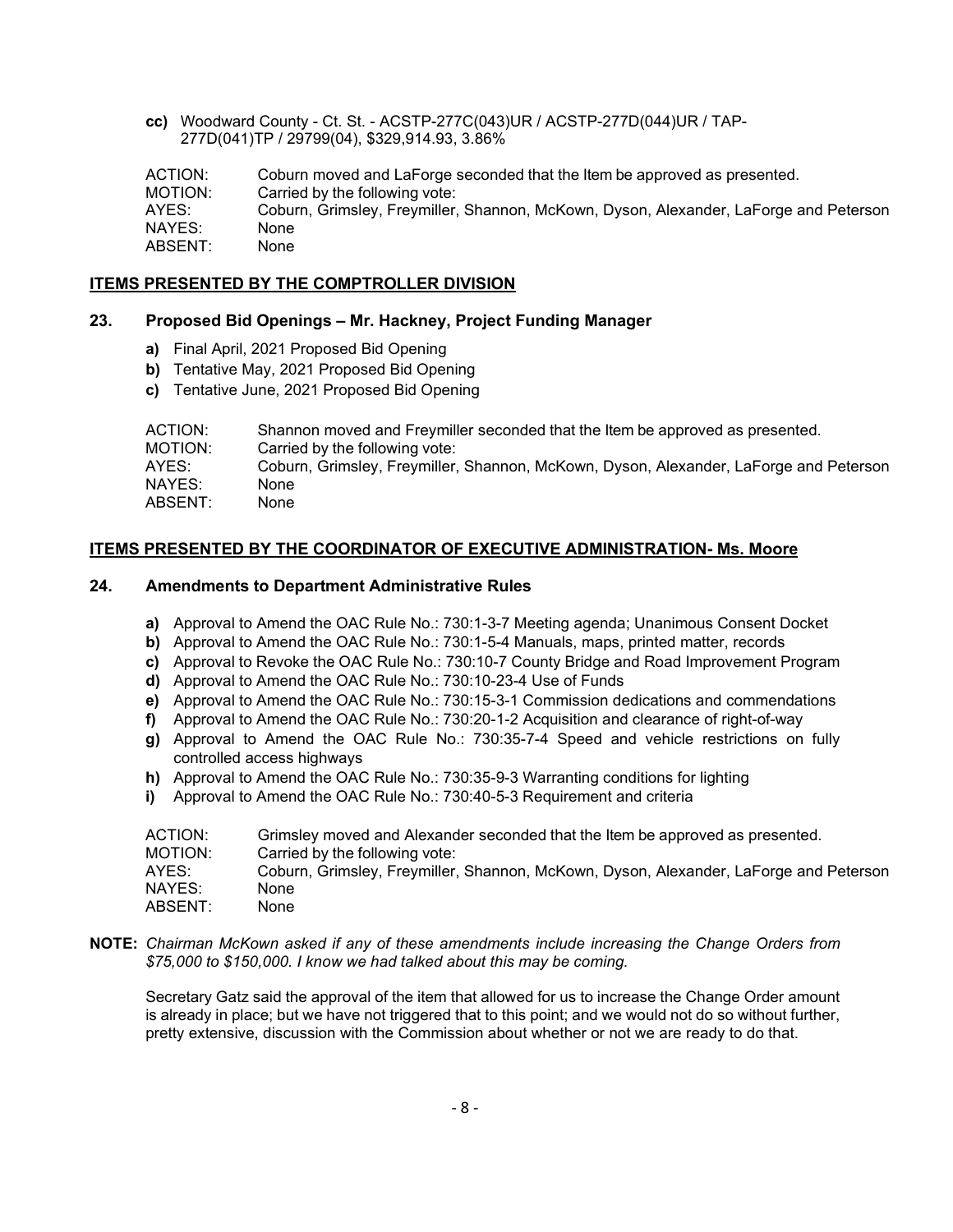**cc)** Woodward County - Ct. St. - ACSTP-277C(043)UR / ACSTP-277D(044)UR / TAP-277D(041)TP / 29799(04), $329,914.93, 3.86%

ACTION: Coburn moved and LaForge seconded that the Item be approved as presented.
MOTION: Carried by the following vote:
AYES: Coburn, Grimsley, Freymiller, Shannon, McKown, Dyson, Alexander, LaForge and Peterson
NAYES: None
ABSENT: None

## ITEMS PRESENTED BY THE COMPTROLLER DIVISION

### 23. Proposed Bid Openings – Mr. Hackney, Project Funding Manager

**a)** Final April, 2021 Proposed Bid Opening
**b)** Tentative May, 2021 Proposed Bid Opening
**c)** Tentative June, 2021 Proposed Bid Opening

ACTION: Shannon moved and Freymiller seconded that the Item be approved as presented.
MOTION: Carried by the following vote:
AYES: Coburn, Grimsley, Freymiller, Shannon, McKown, Dyson, Alexander, LaForge and Peterson
NAYES: None
ABSENT: None

## ITEMS PRESENTED BY THE COORDINATOR OF EXECUTIVE ADMINISTRATION- Ms. Moore

### 24. Amendments to Department Administrative Rules

**a)** Approval to Amend the OAC Rule No.: 730:1-3-7 Meeting agenda; Unanimous Consent Docket
**b)** Approval to Amend the OAC Rule No.: 730:1-5-4 Manuals, maps, printed matter, records
**c)** Approval to Revoke the OAC Rule No.: 730:10-7 County Bridge and Road Improvement Program
**d)** Approval to Amend the OAC Rule No.: 730:10-23-4 Use of Funds
**e)** Approval to Amend the OAC Rule No.: 730:15-3-1 Commission dedications and commendations
**f)** Approval to Amend the OAC Rule No.: 730:20-1-2 Acquisition and clearance of right-of-way
**g)** Approval to Amend the OAC Rule No.: 730:35-7-4 Speed and vehicle restrictions on fully controlled access highways
**h)** Approval to Amend the OAC Rule No.: 730:35-9-3 Warranting conditions for lighting
**i)** Approval to Amend the OAC Rule No.: 730:40-5-3 Requirement and criteria

ACTION: Grimsley moved and Alexander seconded that the Item be approved as presented.
MOTION: Carried by the following vote:
AYES: Coburn, Grimsley, Freymiller, Shannon, McKown, Dyson, Alexander, LaForge and Peterson
NAYES: None
ABSENT: None

**NOTE:** *Chairman McKown asked if any of these amendments include increasing the Change Orders from $75,000 to $150,000. I know we had talked about this may be coming.*

Secretary Gatz said the approval of the item that allowed for us to increase the Change Order amount is already in place; but we have not triggered that to this point; and we would not do so without further, pretty extensive, discussion with the Commission about whether or not we are ready to do that.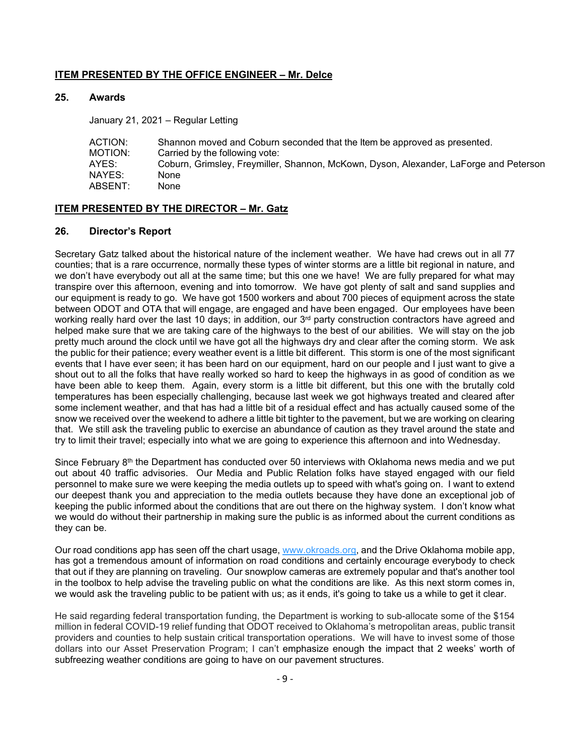## ITEM PRESENTED BY THE OFFICE ENGINEER – Mr. Delce

### 25. Awards

January 21, 2021 – Regular Letting

| | |
|---|---|
| ACTION: | Shannon moved and Coburn seconded that the Item be approved as presented. |
| MOTION: | Carried by the following vote: |
| AYES: | Coburn, Grimsley, Freymiller, Shannon, McKown, Dyson, Alexander, LaForge and Peterson |
| NAYES: | None |
| ABSENT: | None |

## ITEM PRESENTED BY THE DIRECTOR – Mr. Gatz

### 26. Director's Report

Secretary Gatz talked about the historical nature of the inclement weather. We have had crews out in all 77 counties; that is a rare occurrence, normally these types of winter storms are a little bit regional in nature, and we don't have everybody out all at the same time; but this one we have! We are fully prepared for what may transpire over this afternoon, evening and into tomorrow. We have got plenty of salt and sand supplies and our equipment is ready to go. We have got 1500 workers and about 700 pieces of equipment across the state between ODOT and OTA that will engage, are engaged and have been engaged. Our employees have been working really hard over the last 10 days; in addition, our 3rd party construction contractors have agreed and helped make sure that we are taking care of the highways to the best of our abilities. We will stay on the job pretty much around the clock until we have got all the highways dry and clear after the coming storm. We ask the public for their patience; every weather event is a little bit different. This storm is one of the most significant events that I have ever seen; it has been hard on our equipment, hard on our people and I just want to give a shout out to all the folks that have really worked so hard to keep the highways in as good of condition as we have been able to keep them. Again, every storm is a little bit different, but this one with the brutally cold temperatures has been especially challenging, because last week we got highways treated and cleared after some inclement weather, and that has had a little bit of a residual effect and has actually caused some of the snow we received over the weekend to adhere a little bit tighter to the pavement, but we are working on clearing that. We still ask the traveling public to exercise an abundance of caution as they travel around the state and try to limit their travel; especially into what we are going to experience this afternoon and into Wednesday.

Since February 8th the Department has conducted over 50 interviews with Oklahoma news media and we put out about 40 traffic advisories. Our Media and Public Relation folks have stayed engaged with our field personnel to make sure we were keeping the media outlets up to speed with what's going on. I want to extend our deepest thank you and appreciation to the media outlets because they have done an exceptional job of keeping the public informed about the conditions that are out there on the highway system. I don't know what we would do without their partnership in making sure the public is as informed about the current conditions as they can be.

Our road conditions app has seen off the chart usage, www.okroads.org, and the Drive Oklahoma mobile app, has got a tremendous amount of information on road conditions and certainly encourage everybody to check that out if they are planning on traveling. Our snowplow cameras are extremely popular and that's another tool in the toolbox to help advise the traveling public on what the conditions are like. As this next storm comes in, we would ask the traveling public to be patient with us; as it ends, it's going to take us a while to get it clear.

He said regarding federal transportation funding, the Department is working to sub-allocate some of the $154 million in federal COVID-19 relief funding that ODOT received to Oklahoma's metropolitan areas, public transit providers and counties to help sustain critical transportation operations. We will have to invest some of those dollars into our Asset Preservation Program; I can't emphasize enough the impact that 2 weeks' worth of subfreezing weather conditions are going to have on our pavement structures.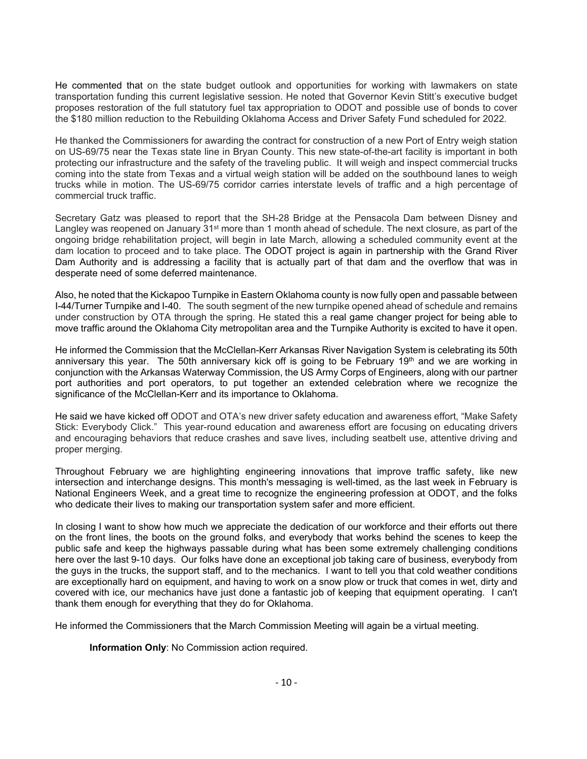He commented that on the state budget outlook and opportunities for working with lawmakers on state transportation funding this current legislative session. He noted that Governor Kevin Stitt's executive budget proposes restoration of the full statutory fuel tax appropriation to ODOT and possible use of bonds to cover the $180 million reduction to the Rebuilding Oklahoma Access and Driver Safety Fund scheduled for 2022.

He thanked the Commissioners for awarding the contract for construction of a new Port of Entry weigh station on US-69/75 near the Texas state line in Bryan County. This new state-of-the-art facility is important in both protecting our infrastructure and the safety of the traveling public. It will weigh and inspect commercial trucks coming into the state from Texas and a virtual weigh station will be added on the southbound lanes to weigh trucks while in motion. The US-69/75 corridor carries interstate levels of traffic and a high percentage of commercial truck traffic.

Secretary Gatz was pleased to report that the SH-28 Bridge at the Pensacola Dam between Disney and Langley was reopened on January 31st more than 1 month ahead of schedule. The next closure, as part of the ongoing bridge rehabilitation project, will begin in late March, allowing a scheduled community event at the dam location to proceed and to take place. The ODOT project is again in partnership with the Grand River Dam Authority and is addressing a facility that is actually part of that dam and the overflow that was in desperate need of some deferred maintenance.

Also, he noted that the Kickapoo Turnpike in Eastern Oklahoma county is now fully open and passable between I-44/Turner Turnpike and I-40. The south segment of the new turnpike opened ahead of schedule and remains under construction by OTA through the spring. He stated this a real game changer project for being able to move traffic around the Oklahoma City metropolitan area and the Turnpike Authority is excited to have it open.

He informed the Commission that the McClellan-Kerr Arkansas River Navigation System is celebrating its 50th anniversary this year. The 50th anniversary kick off is going to be February 19th and we are working in conjunction with the Arkansas Waterway Commission, the US Army Corps of Engineers, along with our partner port authorities and port operators, to put together an extended celebration where we recognize the significance of the McClellan-Kerr and its importance to Oklahoma.

He said we have kicked off ODOT and OTA's new driver safety education and awareness effort, "Make Safety Stick: Everybody Click." This year-round education and awareness effort are focusing on educating drivers and encouraging behaviors that reduce crashes and save lives, including seatbelt use, attentive driving and proper merging.

Throughout February we are highlighting engineering innovations that improve traffic safety, like new intersection and interchange designs. This month's messaging is well-timed, as the last week in February is National Engineers Week, and a great time to recognize the engineering profession at ODOT, and the folks who dedicate their lives to making our transportation system safer and more efficient.

In closing I want to show how much we appreciate the dedication of our workforce and their efforts out there on the front lines, the boots on the ground folks, and everybody that works behind the scenes to keep the public safe and keep the highways passable during what has been some extremely challenging conditions here over the last 9-10 days. Our folks have done an exceptional job taking care of business, everybody from the guys in the trucks, the support staff, and to the mechanics. I want to tell you that cold weather conditions are exceptionally hard on equipment, and having to work on a snow plow or truck that comes in wet, dirty and covered with ice, our mechanics have just done a fantastic job of keeping that equipment operating. I can't thank them enough for everything that they do for Oklahoma.

He informed the Commissioners that the March Commission Meeting will again be a virtual meeting.

**Information Only**: No Commission action required.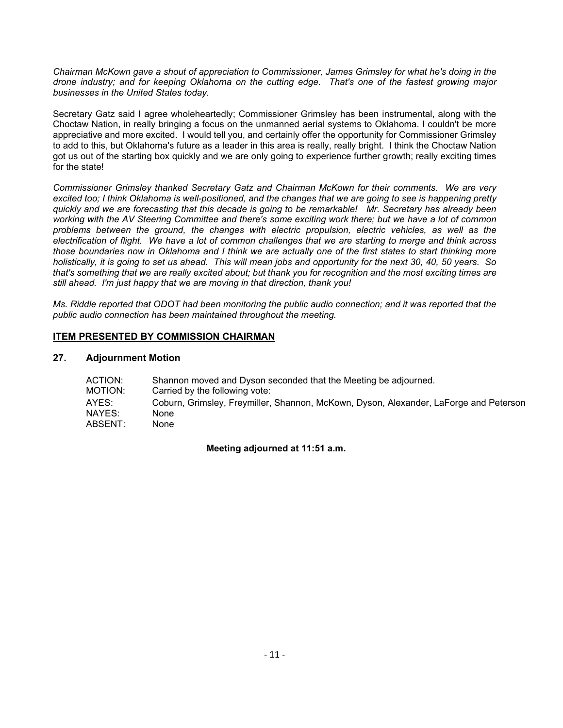*Chairman McKown gave a shout of appreciation to Commissioner, James Grimsley for what he's doing in the drone industry; and for keeping Oklahoma on the cutting edge. That's one of the fastest growing major businesses in the United States today.*

Secretary Gatz said I agree wholeheartedly; Commissioner Grimsley has been instrumental, along with the Choctaw Nation, in really bringing a focus on the unmanned aerial systems to Oklahoma. I couldn't be more appreciative and more excited. I would tell you, and certainly offer the opportunity for Commissioner Grimsley to add to this, but Oklahoma's future as a leader in this area is really, really bright. I think the Choctaw Nation got us out of the starting box quickly and we are only going to experience further growth; really exciting times for the state!

*Commissioner Grimsley thanked Secretary Gatz and Chairman McKown for their comments. We are very excited too; I think Oklahoma is well-positioned, and the changes that we are going to see is happening pretty quickly and we are forecasting that this decade is going to be remarkable! Mr. Secretary has already been working with the AV Steering Committee and there's some exciting work there; but we have a lot of common problems between the ground, the changes with electric propulsion, electric vehicles, as well as the electrification of flight. We have a lot of common challenges that we are starting to merge and think across those boundaries now in Oklahoma and I think we are actually one of the first states to start thinking more holistically, it is going to set us ahead. This will mean jobs and opportunity for the next 30, 40, 50 years. So that's something that we are really excited about; but thank you for recognition and the most exciting times are still ahead. I'm just happy that we are moving in that direction, thank you!*

*Ms. Riddle reported that ODOT had been monitoring the public audio connection; and it was reported that the public audio connection has been maintained throughout the meeting.*

## ITEM PRESENTED BY COMMISSION CHAIRMAN

### 27. Adjournment Motion

| | |
|---|---|
| ACTION: | Shannon moved and Dyson seconded that the Meeting be adjourned. |
| MOTION: | Carried by the following vote: |
| AYES: | Coburn, Grimsley, Freymiller, Shannon, McKown, Dyson, Alexander, LaForge and Peterson |
| NAYES: | None |
| ABSENT: | None |

**Meeting adjourned at 11:51 a.m.**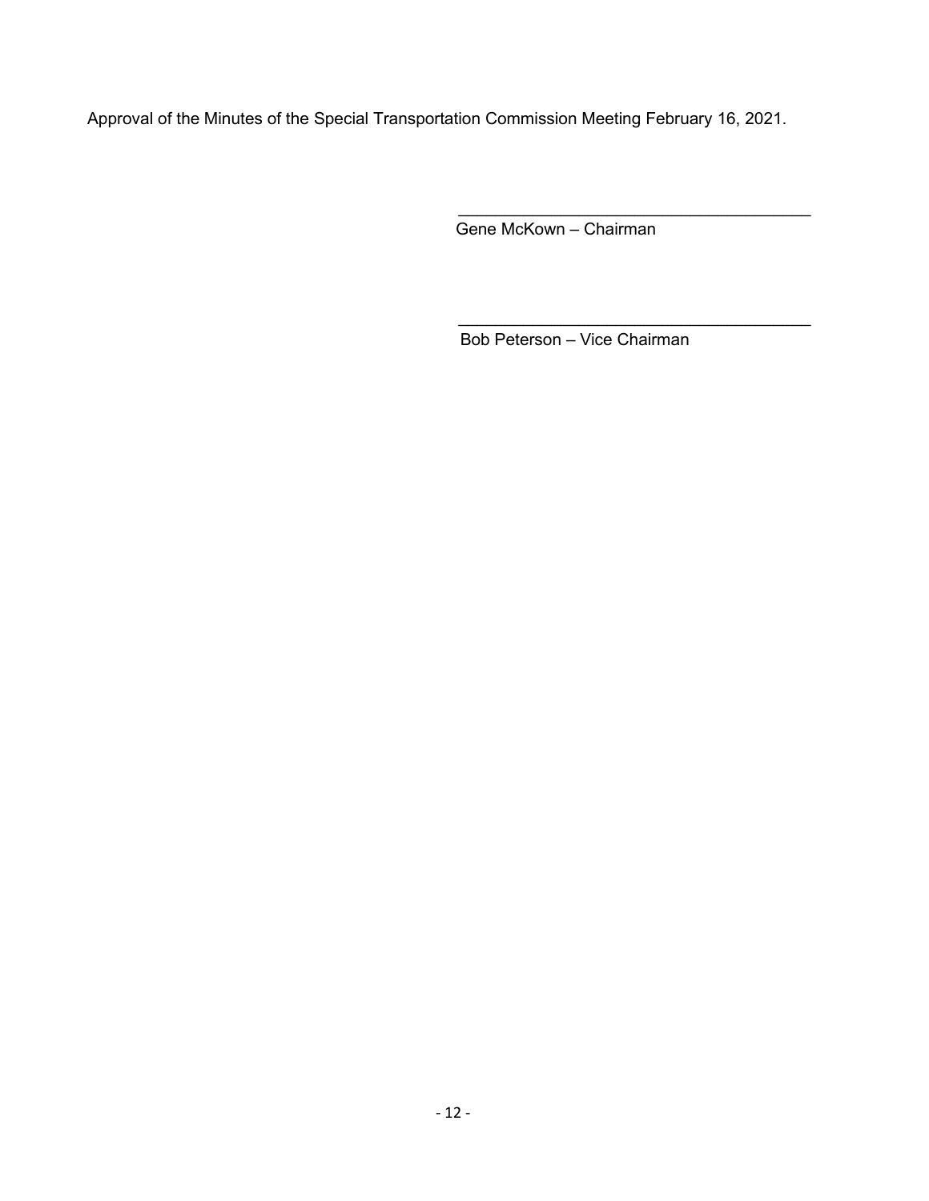Approval of the Minutes of the Special Transportation Commission Meeting February 16, 2021.

\_\_\_\_\_\_\_\_\_\_\_\_\_\_\_\_\_\_\_\_\_\_\_\_\_\_\_\_\_\_\_\_\_\_\_\_\_\_\_\_

Gene McKown – Chairman

\_\_\_\_\_\_\_\_\_\_\_\_\_\_\_\_\_\_\_\_\_\_\_\_\_\_\_\_\_\_\_\_\_\_\_\_\_\_\_\_

Bob Peterson – Vice Chairman